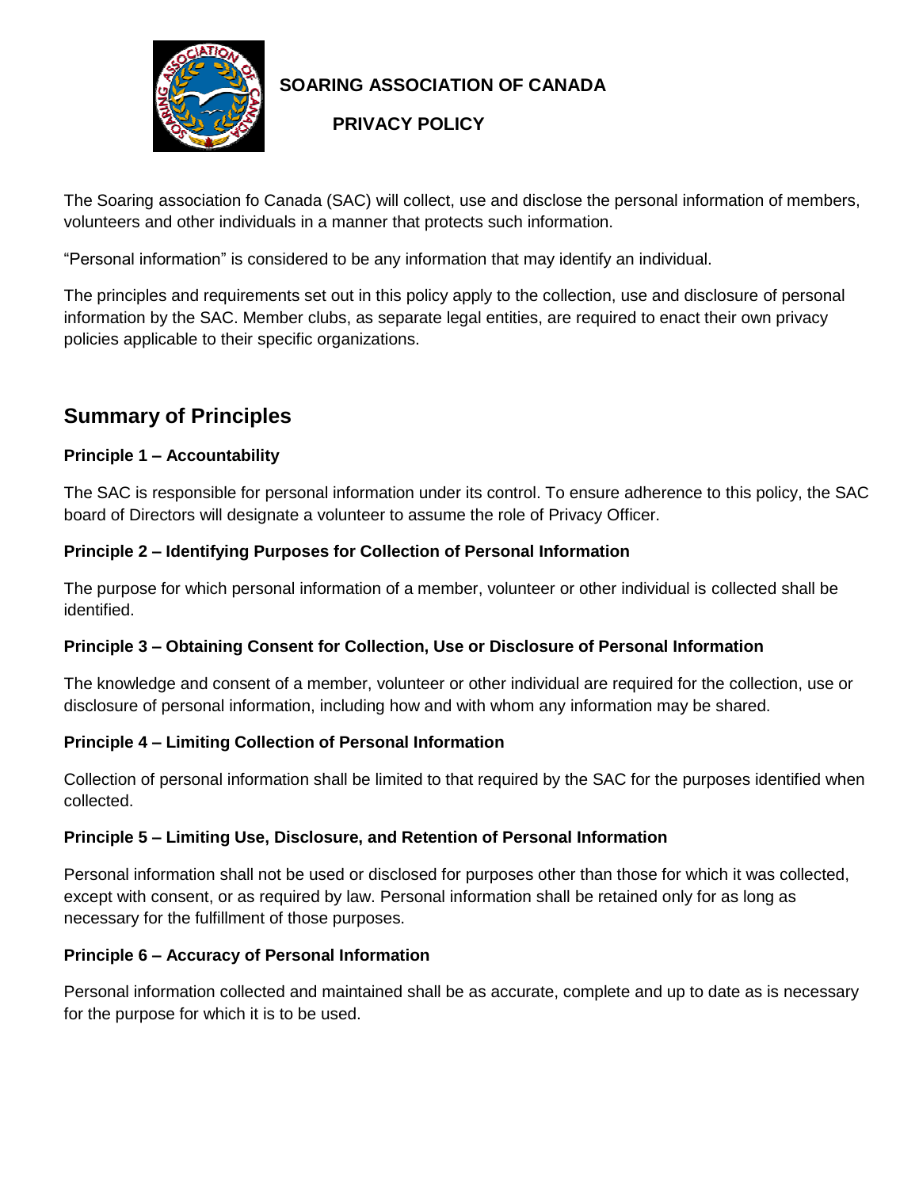**SOARING ASSOCIATION OF CANADA**

**PRIVACY POLICY**

The Soaring association fo Canada (SAC) will collect, use and disclose the personal information of members, volunteers and other individuals in a manner that protects such information.

"Personal information" is considered to be any information that may identify an individual.

The principles and requirements set out in this policy apply to the collection, use and disclosure of personal information by the SAC. Member clubs, as separate legal entities, are required to enact their own privacy policies applicable to their specific organizations.

## Summary of Principles

### Principle 1 – Accountability

The SAC is responsible for personal information under its control. To ensure adherence to this policy, the SAC board of Directors will designate a volunteer to assume the role of Privacy Officer.

### Principle 2 – Identifying Purposes for Collection of Personal Information

The purpose for which personal information of a member, volunteer or other individual is collected shall be identified.

### Principle 3 – Obtaining Consent for Collection, Use or Disclosure of Personal Information

The knowledge and consent of a member, volunteer or other individual are required for the collection, use or disclosure of personal information, including how and with whom any information may be shared.

### Principle 4 – Limiting Collection of Personal Information

Collection of personal information shall be limited to that required by the SAC for the purposes identified when collected.

### Principle 5 – Limiting Use, Disclosure, and Retention of Personal Information

Personal information shall not be used or disclosed for purposes other than those for which it was collected, except with consent, or as required by law. Personal information shall be retained only for as long as necessary for the fulfillment of those purposes.

### Principle 6 – Accuracy of Personal Information

Personal information collected and maintained shall be as accurate, complete and up to date as is necessary for the purpose for which it is to be used.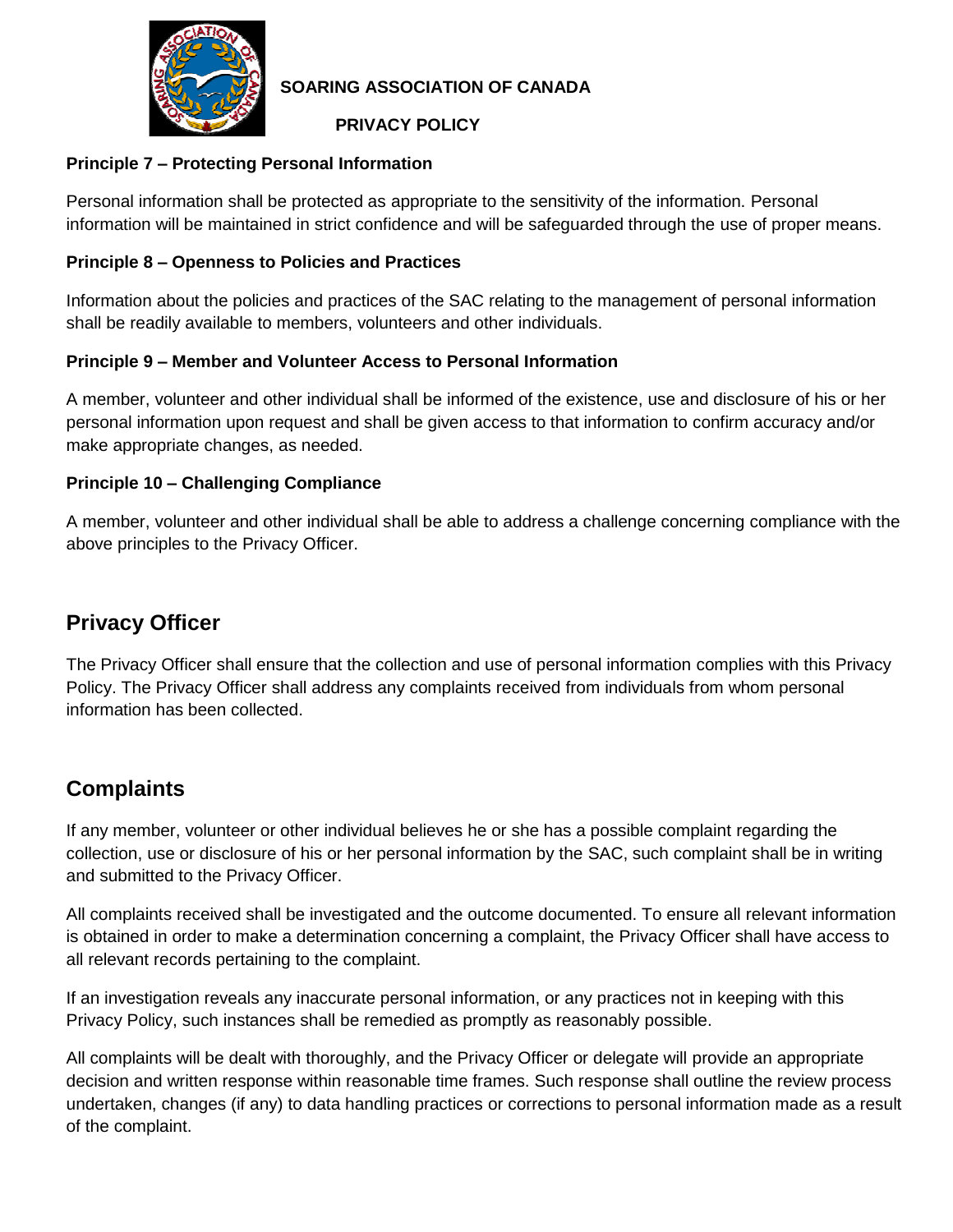**SOARING ASSOCIATION OF CANADA**

**PRIVACY POLICY**

**Principle 7 – Protecting Personal Information**

Personal information shall be protected as appropriate to the sensitivity of the information. Personal information will be maintained in strict confidence and will be safeguarded through the use of proper means.

**Principle 8 – Openness to Policies and Practices**

Information about the policies and practices of the SAC relating to the management of personal information shall be readily available to members, volunteers and other individuals.

**Principle 9 – Member and Volunteer Access to Personal Information**

A member, volunteer and other individual shall be informed of the existence, use and disclosure of his or her personal information upon request and shall be given access to that information to confirm accuracy and/or make appropriate changes, as needed.

**Principle 10 – Challenging Compliance**

A member, volunteer and other individual shall be able to address a challenge concerning compliance with the above principles to the Privacy Officer.

## Privacy Officer

The Privacy Officer shall ensure that the collection and use of personal information complies with this Privacy Policy. The Privacy Officer shall address any complaints received from individuals from whom personal information has been collected.

## Complaints

If any member, volunteer or other individual believes he or she has a possible complaint regarding the collection, use or disclosure of his or her personal information by the SAC, such complaint shall be in writing and submitted to the Privacy Officer.

All complaints received shall be investigated and the outcome documented. To ensure all relevant information is obtained in order to make a determination concerning a complaint, the Privacy Officer shall have access to all relevant records pertaining to the complaint.

If an investigation reveals any inaccurate personal information, or any practices not in keeping with this Privacy Policy, such instances shall be remedied as promptly as reasonably possible.

All complaints will be dealt with thoroughly, and the Privacy Officer or delegate will provide an appropriate decision and written response within reasonable time frames. Such response shall outline the review process undertaken, changes (if any) to data handling practices or corrections to personal information made as a result of the complaint.